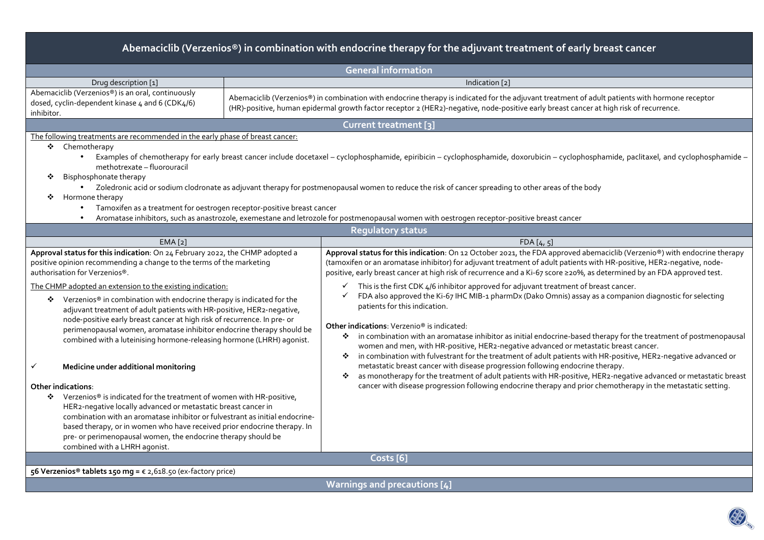# Abemaciclib (Verzenios®) in combination with endocrine therapy for the adjuvant treatment of early breast cancer

## General information

| Drug description [1] | Indication [2] |
|---|---|
| Abemaciclib (Verzenios®) is an oral, continuously dosed, cyclin-dependent kinase 4 and 6 (CDK4/6) inhibitor. | Abemaciclib (Verzenios®) in combination with endocrine therapy is indicated for the adjuvant treatment of adult patients with hormone receptor (HR)-positive, human epidermal growth factor receptor 2 (HER2)-negative, node-positive early breast cancer at high risk of recurrence. |

## Current treatment [3]

The following treatments are recommended in the early phase of breast cancer:

- Chemotherapy
  - Examples of chemotherapy for early breast cancer include docetaxel – cyclophosphamide, epiribicin – cyclophosphamide, doxorubicin – cyclophosphamide, paclitaxel, and cyclophosphamide – methotrexate – fluorouracil
- Bisphosphonate therapy
  - Zoledronic acid or sodium clodronate as adjuvant therapy for postmenopausal women to reduce the risk of cancer spreading to other areas of the body
- Hormone therapy
  - Tamoxifen as a treatment for oestrogen receptor-positive breast cancer
  - Aromatase inhibitors, such as anastrozole, exemestane and letrozole for postmenopausal women with oestrogen receptor-positive breast cancer

## Regulatory status

### EMA [2]

**Approval status for this indication**: On 24 February 2022, the CHMP adopted a positive opinion recommending a change to the terms of the marketing authorisation for Verzenios®.

The CHMP adopted an extension to the existing indication:

- Verzenios® in combination with endocrine therapy is indicated for the adjuvant treatment of adult patients with HR-positive, HER2-negative, node-positive early breast cancer at high risk of recurrence. In pre- or perimenopausal women, aromatase inhibitor endocrine therapy should be combined with a luteinising hormone-releasing hormone (LHRH) agonist.

✓ **Medicine under additional monitoring**

**Other indications**:

- Verzenios® is indicated for the treatment of women with HR-positive, HER2-negative locally advanced or metastatic breast cancer in combination with an aromatase inhibitor or fulvestrant as initial endocrine-based therapy, or in women who have received prior endocrine therapy. In pre- or perimenopausal women, the endocrine therapy should be combined with a LHRH agonist.

### FDA [4, 5]

**Approval status for this indication**: On 12 October 2021, the FDA approved abemaciclib (Verzenio®) with endocrine therapy (tamoxifen or an aromatase inhibitor) for adjuvant treatment of adult patients with HR-positive, HER2-negative, node-positive, early breast cancer at high risk of recurrence and a Ki-67 score ≥20%, as determined by an FDA approved test.

- ✓ This is the first CDK 4/6 inhibitor approved for adjuvant treatment of breast cancer.
- ✓ FDA also approved the Ki-67 IHC MIB-1 pharmDx (Dako Omnis) assay as a companion diagnostic for selecting patients for this indication.

**Other indications**: Verzenio® is indicated:

- in combination with an aromatase inhibitor as initial endocrine-based therapy for the treatment of postmenopausal women and men, with HR-positive, HER2-negative advanced or metastatic breast cancer.
- in combination with fulvestrant for the treatment of adult patients with HR-positive, HER2-negative advanced or metastatic breast cancer with disease progression following endocrine therapy.
- as monotherapy for the treatment of adult patients with HR-positive, HER2-negative advanced or metastatic breast cancer with disease progression following endocrine therapy and prior chemotherapy in the metastatic setting.

## Costs [6]

**56 Verzenios® tablets 150 mg =** € 2,618.50 (ex-factory price)

## Warnings and precautions [4]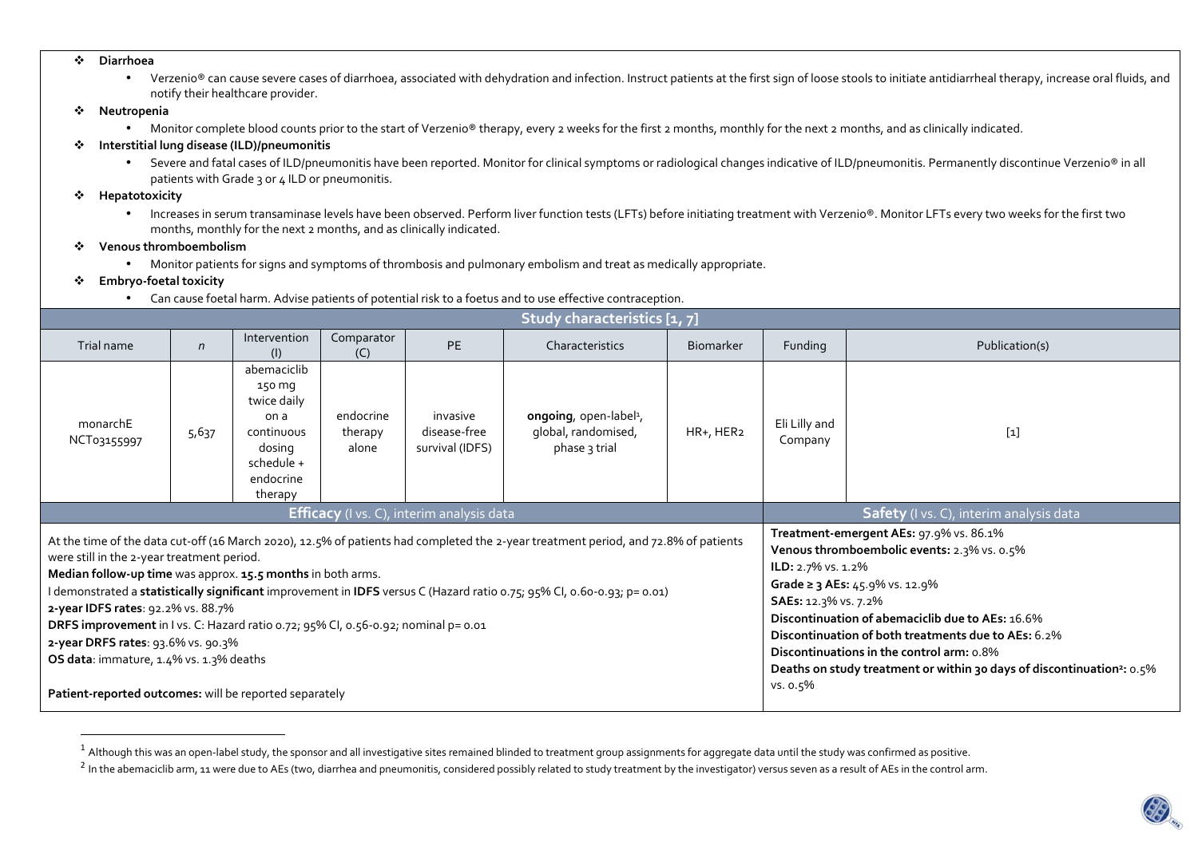- **Diarrhoea**
  - Verzenio® can cause severe cases of diarrhoea, associated with dehydration and infection. Instruct patients at the first sign of loose stools to initiate antidiarrheal therapy, increase oral fluids, and notify their healthcare provider.
- **Neutropenia**
  - Monitor complete blood counts prior to the start of Verzenio® therapy, every 2 weeks for the first 2 months, monthly for the next 2 months, and as clinically indicated.
- **Interstitial lung disease (ILD)/pneumonitis**
  - Severe and fatal cases of ILD/pneumonitis have been reported. Monitor for clinical symptoms or radiological changes indicative of ILD/pneumonitis. Permanently discontinue Verzenio® in all patients with Grade 3 or 4 ILD or pneumonitis.
- **Hepatotoxicity**
  - Increases in serum transaminase levels have been observed. Perform liver function tests (LFTs) before initiating treatment with Verzenio®. Monitor LFTs every two weeks for the first two months, monthly for the next 2 months, and as clinically indicated.
- **Venous thromboembolism**
  - Monitor patients for signs and symptoms of thrombosis and pulmonary embolism and treat as medically appropriate.
- **Embryo-foetal toxicity**
  - Can cause foetal harm. Advise patients of potential risk to a foetus and to use effective contraception.

**Study characteristics [1, 7]**

| Trial name | *n* | Intervention (I) | Comparator (C) | PE | Characteristics | Biomarker | Funding | Publication(s) |
|---|---|---|---|---|---|---|---|---|
| monarchE NCT03155997 | 5,637 | abemaciclib 150 mg twice daily on a continuous dosing schedule + endocrine therapy | endocrine therapy alone | invasive disease-free survival (IDFS) | **ongoing**, open-label[1], global, randomised, phase 3 trial | HR+, HER2 | Eli Lilly and Company | [1] |

| **Efficacy** (I vs. C), interim analysis data | **Safety** (I vs. C), interim analysis data |
|---|---|
| At the time of the data cut-off (16 March 2020), 12.5% of patients had completed the 2-year treatment period, and 72.8% of patients were still in the 2-year treatment period.<br>**Median follow-up time** was approx. **15.5 months** in both arms.<br>I demonstrated a **statistically significant** improvement in **IDFS** versus C (Hazard ratio 0.75; 95% CI, 0.60-0.93; p= 0.01)<br>**2-year IDFS rates**: 92.2% vs. 88.7%<br>**DRFS improvement** in I vs. C: Hazard ratio 0.72; 95% CI, 0.56-0.92; nominal p= 0.01<br>**2-year DRFS rates**: 93.6% vs. 90.3%<br>**OS data**: immature, 1.4% vs. 1.3% deaths<br><br>**Patient-reported outcomes:** will be reported separately | **Treatment-emergent AEs:** 97.9% vs. 86.1%<br>**Venous thromboembolic events:** 2.3% vs. 0.5%<br>**ILD:** 2.7% vs. 1.2%<br>**Grade ≥ 3 AEs:** 45.9% vs. 12.9%<br>**SAEs:** 12.3% vs. 7.2%<br>**Discontinuation of abemaciclib due to AEs:** 16.6%<br>**Discontinuation of both treatments due to AEs:** 6.2%<br>**Discontinuations in the control arm:** 0.8%<br>**Deaths on study treatment or within 30 days of discontinuation[2]:** 0.5% vs. 0.5% |

[1] Although this was an open-label study, the sponsor and all investigative sites remained blinded to treatment group assignments for aggregate data until the study was confirmed as positive.

[2] In the abemaciclib arm, 11 were due to AEs (two, diarrhea and pneumonitis, considered possibly related to study treatment by the investigator) versus seven as a result of AEs in the control arm.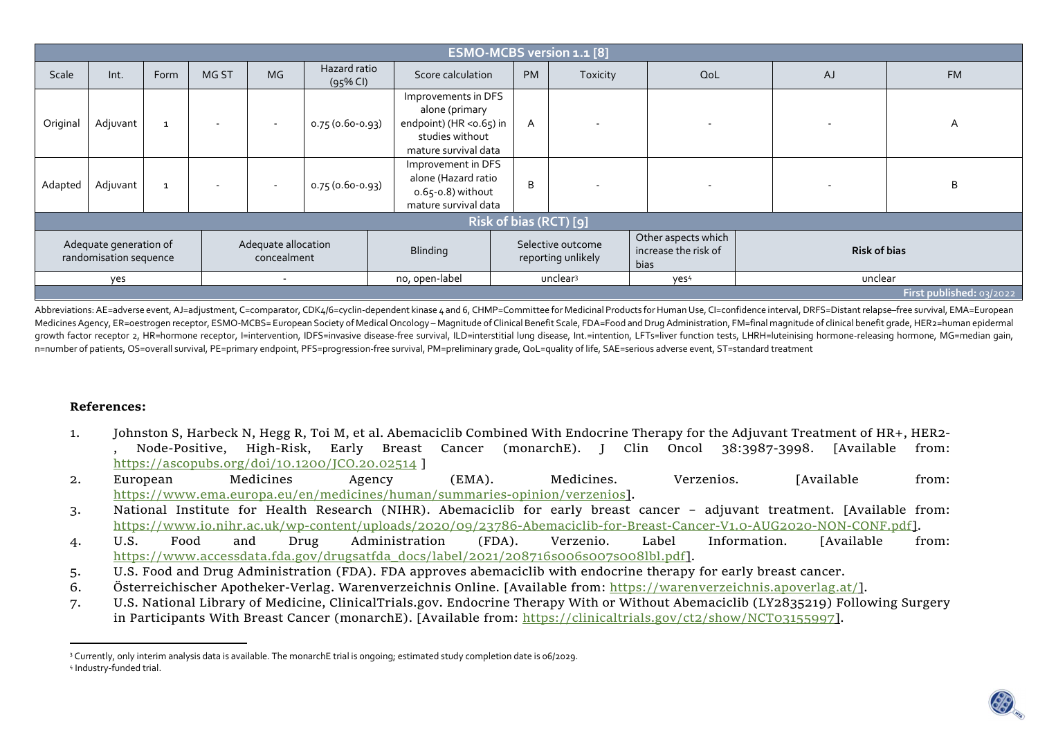| ESMO-MCBS version 1.1 [8] | | | | | | | | | | | |
|---|---|---|---|---|---|---|---|---|---|---|---|
| Scale | Int. | Form | MG ST | MG | Hazard ratio (95% CI) | Score calculation | PM | Toxicity | QoL | AJ | FM |
| Original | Adjuvant | 1 | - | - | 0.75 (0.60-0.93) | Improvements in DFS alone (primary endpoint) (HR <0.65) in studies without mature survival data | A | - | - | - | A |
| Adapted | Adjuvant | 1 | - | - | 0.75 (0.60-0.93) | Improvement in DFS alone (Hazard ratio 0.65-0.8) without mature survival data | B | - | - | - | B |

| Risk of bias (RCT) [9] | | | | | |
|---|---|---|---|---|---|
| Adequate generation of randomisation sequence | Adequate allocation concealment | Blinding | Selective outcome reporting unlikely | Other aspects which increase the risk of bias | **Risk of bias** |
| yes | - | no, open-label | unclear[3] | yes[4] | unclear |

First published: 03/2022

Abbreviations: AE=adverse event, AJ=adjustment, C=comparator, CDK4/6=cyclin-dependent kinase 4 and 6, CHMP=Committee for Medicinal Products for Human Use, CI=confidence interval, DRFS=Distant relapse–free survival, EMA=European Medicines Agency, ER=oestrogen receptor, ESMO-MCBS= European Society of Medical Oncology – Magnitude of Clinical Benefit Scale, FDA=Food and Drug Administration, FM=final magnitude of clinical benefit grade, HER2=human epidermal growth factor receptor 2, HR=hormone receptor, I=intervention, IDFS=invasive disease-free survival, ILD=interstitial lung disease, Int.=intention, LFTs=liver function tests, LHRH=luteinising hormone-releasing hormone, MG=median gain, n=number of patients, OS=overall survival, PE=primary endpoint, PFS=progression-free survival, PM=preliminary grade, QoL=quality of life, SAE=serious adverse event, ST=standard treatment

**References:**

1. Johnston S, Harbeck N, Hegg R, Toi M, et al. Abemaciclib Combined With Endocrine Therapy for the Adjuvant Treatment of HR+, HER2-, Node-Positive, High-Risk, Early Breast Cancer (monarchE). J Clin Oncol 38:3987-3998. [Available from: https://ascopubs.org/doi/10.1200/JCO.20.02514 ]
2. European Medicines Agency (EMA). Medicines. Verzenios. [Available from: https://www.ema.europa.eu/en/medicines/human/summaries-opinion/verzenios].
3. National Institute for Health Research (NIHR). Abemaciclib for early breast cancer – adjuvant treatment. [Available from: https://www.io.nihr.ac.uk/wp-content/uploads/2020/09/23786-Abemaciclib-for-Breast-Cancer-V1.0-AUG2020-NON-CONF.pdf].
4. U.S. Food and Drug Administration (FDA). Verzenio. Label Information. [Available from: https://www.accessdata.fda.gov/drugsatfda_docs/label/2021/208716s006s007s008lbl.pdf].
5. U.S. Food and Drug Administration (FDA). FDA approves abemaciclib with endocrine therapy for early breast cancer.
6. Österreichischer Apotheker-Verlag. Warenverzeichnis Online. [Available from: https://warenverzeichnis.apoverlag.at/].
7. U.S. National Library of Medicine, ClinicalTrials.gov. Endocrine Therapy With or Without Abemaciclib (LY2835219) Following Surgery in Participants With Breast Cancer (monarchE). [Available from: https://clinicaltrials.gov/ct2/show/NCT03155997].

[3] Currently, only interim analysis data is available. The monarchE trial is ongoing; estimated study completion date is 06/2029.
[4] Industry-funded trial.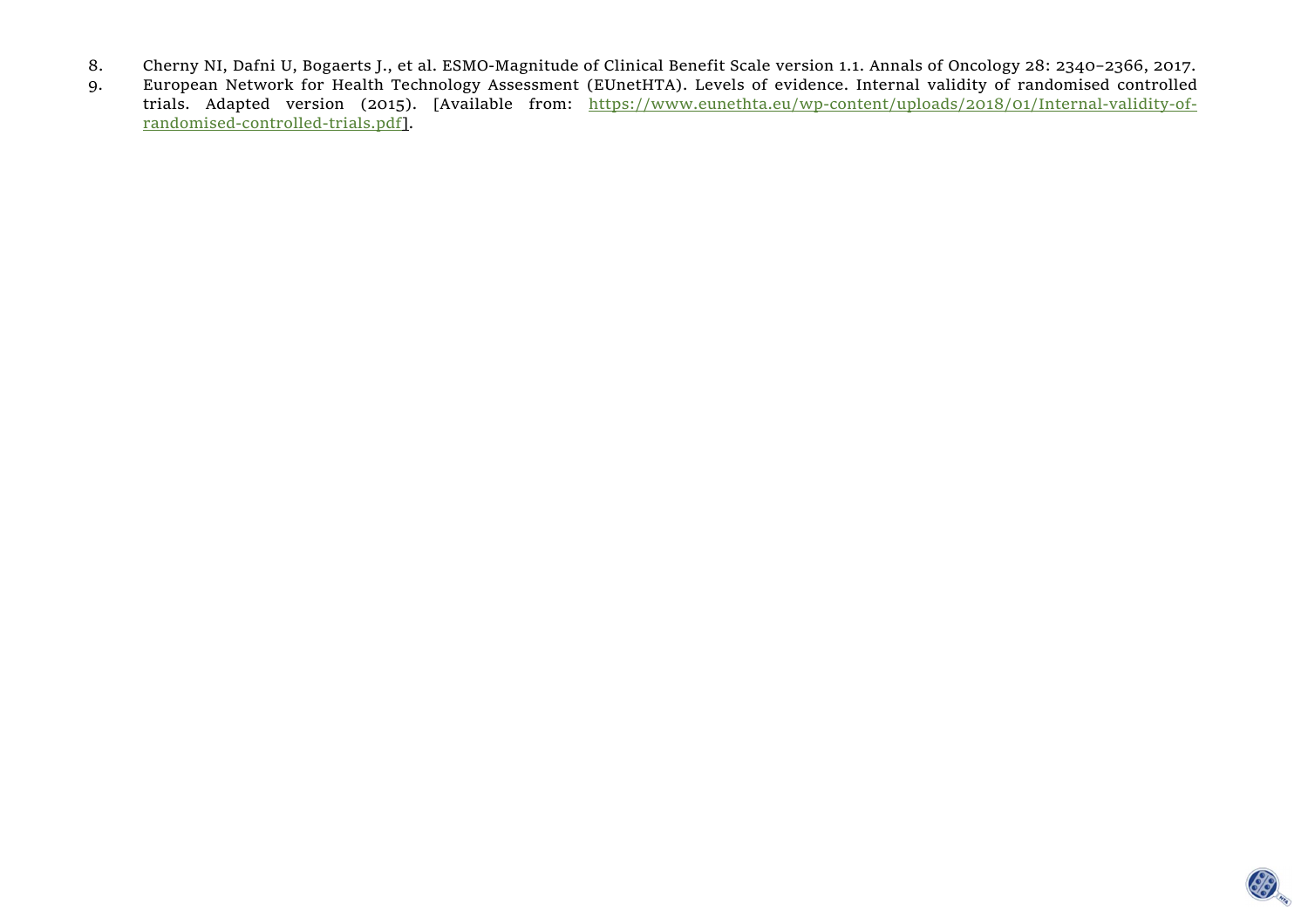8. Cherny NI, Dafni U, Bogaerts J., et al. ESMO-Magnitude of Clinical Benefit Scale version 1.1. Annals of Oncology 28: 2340–2366, 2017.
9. European Network for Health Technology Assessment (EUnetHTA). Levels of evidence. Internal validity of randomised controlled trials. Adapted version (2015). [Available from: https://www.eunethta.eu/wp-content/uploads/2018/01/Internal-validity-of-randomised-controlled-trials.pdf].